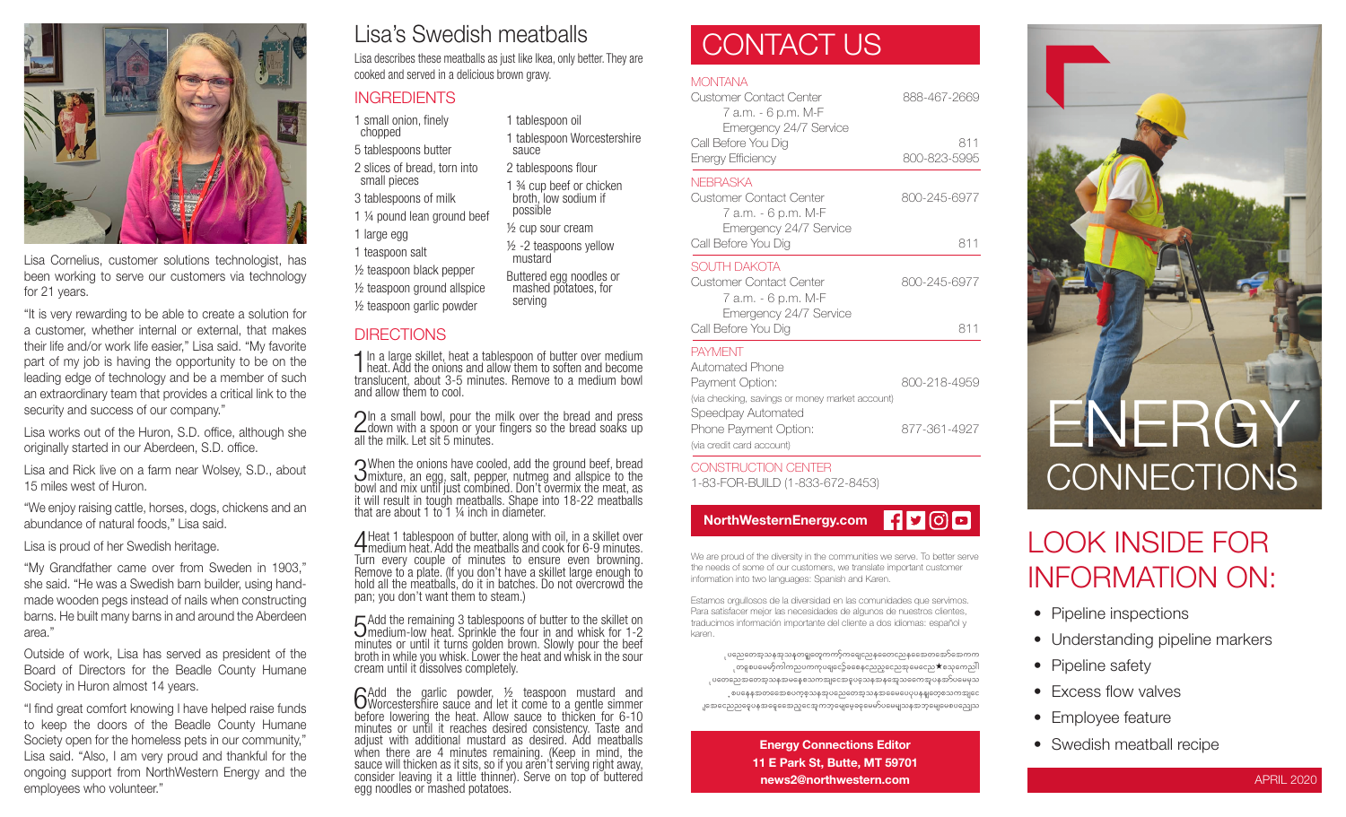Lisa Cornelius, customer solutions technologist, has been working to serve our customers via technology for 21 years.

"It is very rewarding to be able to create a solution for a customer, whether internal or external, that makes their life and/or work life easier," Lisa said. "My favorite part of my job is having the opportunity to be on the leading edge of technology and be a member of such an extraordinary team that provides a critical link to the security and success of our company."

Lisa works out of the Huron, S.D. office, although she originally started in our Aberdeen, S.D. office.

Lisa and Rick live on a farm near Wolsey, S.D., about 15 miles west of Huron.

"We enjoy raising cattle, horses, dogs, chickens and an abundance of natural foods," Lisa said.

Lisa is proud of her Swedish heritage.

"My Grandfather came over from Sweden in 1903," she said. "He was a Swedish barn builder, using hand-made wooden pegs instead of nails when constructing barns. He built many barns in and around the Aberdeen area."

Outside of work, Lisa has served as president of the Board of Directors for the Beadle County Humane Society in Huron almost 14 years.

"I find great comfort knowing I have helped raise funds to keep the doors of the Beadle County Humane Society open for the homeless pets in our community," Lisa said. "Also, I am very proud and thankful for the ongoing support from NorthWestern Energy and the employees who volunteer."

# Lisa's Swedish meatballs

Lisa describes these meatballs as just like Ikea, only better. They are cooked and served in a delicious brown gravy.

## INGREDIENTS

- 1 small onion, finely chopped
- 5 tablespoons butter
- 2 slices of bread, torn into small pieces
- 3 tablespoons of milk
- 1 ¼ pound lean ground beef
- 1 large egg
- 1 teaspoon salt
- ½ teaspoon black pepper
- ½ teaspoon ground allspice
- ½ teaspoon garlic powder
- 1 tablespoon oil
- 1 tablespoon Worcestershire sauce
- 2 tablespoons flour
- 1 ¾ cup beef or chicken broth, low sodium if possible
- ½ cup sour cream
- ½ -2 teaspoons yellow mustard
- Buttered egg noodles or mashed potatoes, for serving

## DIRECTIONS

1. In a large skillet, heat a tablespoon of butter over medium heat. Add the onions and allow them to soften and become translucent, about 3-5 minutes. Remove to a medium bowl and allow them to cool.

2. In a small bowl, pour the milk over the bread and press down with a spoon or your fingers so the bread soaks up all the milk. Let sit 5 minutes.

3. When the onions have cooled, add the ground beef, bread mixture, an egg, salt, pepper, nutmeg and allspice to the bowl and mix until just combined. Don't overmix the meat, as it will result in tough meatballs. Shape into 18-22 meatballs that are about 1 to 1 ¼ inch in diameter.

4. Heat 1 tablespoon of butter, along with oil, in a skillet over medium heat. Add the meatballs and cook for 6-9 minutes. Turn every couple of minutes to ensure even browning. Remove to a plate. (If you don't have a skillet large enough to hold all the meatballs, do it in batches. Do not overcrowd the pan; you don't want them to steam.)

5. Add the remaining 3 tablespoons of butter to the skillet on medium-low heat. Sprinkle the four in and whisk for 1-2 minutes or until it turns golden brown. Slowly pour the beef broth in while you whisk. Lower the heat and whisk in the sour cream until it dissolves completely.

6. Add the garlic powder, ½ teaspoon mustard and Worcestershire sauce and let it come to a gentle simmer before lowering the heat. Allow sauce to thicken for 6-10 minutes or until it reaches desired consistency. Taste and adjust with additional mustard as desired. Add meatballs when there are 4 minutes remaining. (Keep in mind, the sauce will thicken as it sits, so if you aren't serving right away, consider leaving it a little thinner). Serve on top of buttered egg noodles or mashed potatoes.

# CONTACT US

**MONTANA**

| | |
|---|---|
| Customer Contact Center<br>7 a.m. - 6 p.m. M-F<br>Emergency 24/7 Service | 888-467-2669 |
| Call Before You Dig | 811 |
| Energy Efficiency | 800-823-5995 |

**NEBRASKA**

| | |
|---|---|
| Customer Contact Center<br>7 a.m. - 6 p.m. M-F<br>Emergency 24/7 Service | 800-245-6977 |
| Call Before You Dig | 811 |

**SOUTH DAKOTA**

| | |
|---|---|
| Customer Contact Center<br>7 a.m. - 6 p.m. M-F<br>Emergency 24/7 Service | 800-245-6977 |
| Call Before You Dig | 811 |

**PAYMENT**

| | |
|---|---|
| Automated Phone Payment Option:<br>(via checking, savings or money market account) | 800-218-4959 |
| Speedpay Automated Phone Payment Option:<br>(via credit card account) | 877-361-4927 |

**CONSTRUCTION CENTER**

1-83-FOR-BUILD (1-833-672-8453)

**NorthWesternEnergy.com**

We are proud of the diversity in the communities we serve. To better serve the needs of some of our customers, we translate important customer information into two languages: Spanish and Karen.

Estamos orgullosos de la diversidad en las comunidades que servimos. Para satisfacer mejor las necesidades de algunos de nuestros clientes, traducimos información importante del cliente a dos idiomas: español y karen.

ပညေတေအှသနအှသနတချူတျကကာ်ကရျေညနတေညနသေတအော်သောကက
တစူစပမေဖှ်ကါကညပကကှပရျောင့်ဓေနညည်ညေအှမေညေ★သေ့ကေညါ
ပတေညအတေအှသနအနနသောက်အျာဒေဒူဖှသနအနအှေသကေအှပနအှ်ပမေယ
စပနနအှအတဒေပေကှအှသနအှပညေတေအှသနအမေပေဖှပနချူတှသကအျင
ဂျအေညေညဖှပနအှစေအေညေအှကဘှမျေမှဖေဖှမေမ်ပမေမျူသနအဘှမျေမေစပညည

**Energy Connections Editor**
**11 E Park St, Butte, MT 59701**
**news2@northwestern.com**

# ENERGY CONNECTIONS

## LOOK INSIDE FOR INFORMATION ON:

- Pipeline inspections
- Understanding pipeline markers
- Pipeline safety
- Excess flow valves
- Employee feature
- Swedish meatball recipe

APRIL 2020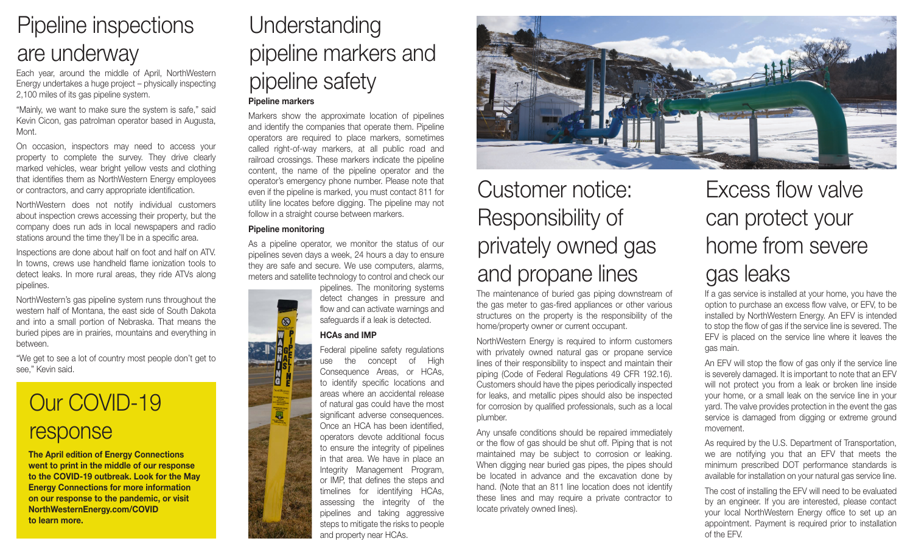# Pipeline inspections are underway

Each year, around the middle of April, NorthWestern Energy undertakes a huge project – physically inspecting 2,100 miles of its gas pipeline system.

"Mainly, we want to make sure the system is safe," said Kevin Cicon, gas patrolman operator based in Augusta, Mont.

On occasion, inspectors may need to access your property to complete the survey. They drive clearly marked vehicles, wear bright yellow vests and clothing that identifies them as NorthWestern Energy employees or contractors, and carry appropriate identification.

NorthWestern does not notify individual customers about inspection crews accessing their property, but the company does run ads in local newspapers and radio stations around the time they'll be in a specific area.

Inspections are done about half on foot and half on ATV. In towns, crews use handheld flame ionization tools to detect leaks. In more rural areas, they ride ATVs along pipelines.

NorthWestern's gas pipeline system runs throughout the western half of Montana, the east side of South Dakota and into a small portion of Nebraska. That means the buried pipes are in prairies, mountains and everything in between.

"We get to see a lot of country most people don't get to see," Kevin said.

## Our COVID-19 response

**The April edition of Energy Connections went to print in the middle of our response to the COVID-19 outbreak. Look for the May Energy Connections for more information on our response to the pandemic, or visit NorthWesternEnergy.com/COVID to learn more.**

# Understanding pipeline markers and pipeline safety

**Pipeline markers**

Markers show the approximate location of pipelines and identify the companies that operate them. Pipeline operators are required to place markers, sometimes called right-of-way markers, at all public road and railroad crossings. These markers indicate the pipeline content, the name of the pipeline operator and the operator's emergency phone number. Please note that even if the pipeline is marked, you must contact 811 for utility line locates before digging. The pipeline may not follow in a straight course between markers.

**Pipeline monitoring**

As a pipeline operator, we monitor the status of our pipelines seven days a week, 24 hours a day to ensure they are safe and secure. We use computers, alarms, meters and satellite technology to control and check our pipelines. The monitoring systems detect changes in pressure and flow and can activate warnings and safeguards if a leak is detected.

**HCAs and IMP**

Federal pipeline safety regulations use the concept of High Consequence Areas, or HCAs, to identify specific locations and areas where an accidental release of natural gas could have the most significant adverse consequences. Once an HCA has been identified, operators devote additional focus to ensure the integrity of pipelines in that area. We have in place an Integrity Management Program, or IMP, that defines the steps and timelines for identifying HCAs, assessing the integrity of the pipelines and taking aggressive steps to mitigate the risks to people and property near HCAs.

# Customer notice: Responsibility of privately owned gas and propane lines

The maintenance of buried gas piping downstream of the gas meter to gas-fired appliances or other various structures on the property is the responsibility of the home/property owner or current occupant.

NorthWestern Energy is required to inform customers with privately owned natural gas or propane service lines of their responsibility to inspect and maintain their piping (Code of Federal Regulations 49 CFR 192.16). Customers should have the pipes periodically inspected for leaks, and metallic pipes should also be inspected for corrosion by qualified professionals, such as a local plumber.

Any unsafe conditions should be repaired immediately or the flow of gas should be shut off. Piping that is not maintained may be subject to corrosion or leaking. When digging near buried gas pipes, the pipes should be located in advance and the excavation done by hand. (Note that an 811 line location does not identify these lines and may require a private contractor to locate privately owned lines).

# Excess flow valve can protect your home from severe gas leaks

If a gas service is installed at your home, you have the option to purchase an excess flow valve, or EFV, to be installed by NorthWestern Energy. An EFV is intended to stop the flow of gas if the service line is severed. The EFV is placed on the service line where it leaves the gas main.

An EFV will stop the flow of gas only if the service line is severely damaged. It is important to note that an EFV will not protect you from a leak or broken line inside your home, or a small leak on the service line in your yard. The valve provides protection in the event the gas service is damaged from digging or extreme ground movement.

As required by the U.S. Department of Transportation, we are notifying you that an EFV that meets the minimum prescribed DOT performance standards is available for installation on your natural gas service line.

The cost of installing the EFV will need to be evaluated by an engineer. If you are interested, please contact your local NorthWestern Energy office to set up an appointment. Payment is required prior to installation of the EFV.